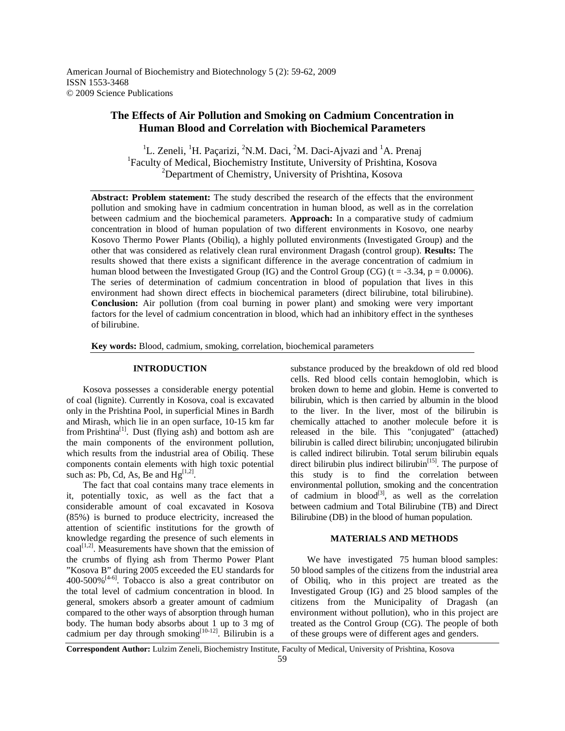# The Effects of Air Pollution and Smoking on Cadmium Concentration in Human Blood and Correlation with Biochemical Parameters

[1]L. Zeneli, [1]H. Paçarizi, [2]N.M. Daci, [2]M. Daci-Ajvazi and [1]A. Prenaj
[1]Faculty of Medical, Biochemistry Institute, University of Prishtina, Kosova
[2]Department of Chemistry, University of Prishtina, Kosova

**Abstract: Problem statement:** The study described the research of the effects that the environment pollution and smoking have in cadmium concentration in human blood, as well as in the correlation between cadmium and the biochemical parameters. **Approach:** In a comparative study of cadmium concentration in blood of human population of two different environments in Kosovo, one nearby Kosovo Thermo Power Plants (Obiliq), a highly polluted environments (Investigated Group) and the other that was considered as relatively clean rural environment Dragash (control group). **Results:** The results showed that there exists a significant difference in the average concentration of cadmium in human blood between the Investigated Group (IG) and the Control Group (CG) ($t = -3.34$, $p = 0.0006$). The series of determination of cadmium concentration in blood of population that lives in this environment had shown direct effects in biochemical parameters (direct bilirubine, total bilirubine). **Conclusion:** Air pollution (from coal burning in power plant) and smoking were very important factors for the level of cadmium concentration in blood, which had an inhibitory effect in the syntheses of bilirubine.

**Key words:** Blood, cadmium, smoking, correlation, biochemical parameters

## INTRODUCTION

Kosova possesses a considerable energy potential of coal (lignite). Currently in Kosova, coal is excavated only in the Prishtina Pool, in superficial Mines in Bardh and Mirash, which lie in an open surface, 10-15 km far from Prishtina[1]. Dust (flying ash) and bottom ash are the main components of the environment pollution, which results from the industrial area of Obiliq. These components contain elements with high toxic potential such as: Pb, Cd, As, Be and Hg[1,2].

The fact that coal contains many trace elements in it, potentially toxic, as well as the fact that a considerable amount of coal excavated in Kosova (85%) is burned to produce electricity, increased the attention of scientific institutions for the growth of knowledge regarding the presence of such elements in coal[1,2]. Measurements have shown that the emission of the crumbs of flying ash from Thermo Power Plant "Kosova B" during 2005 exceeded the EU standards for 400-500%[4-6]. Tobacco is also a great contributor on the total level of cadmium concentration in blood. In general, smokers absorb a greater amount of cadmium compared to the other ways of absorption through human body. The human body absorbs about 1 up to 3 mg of cadmium per day through smoking[10-12]. Bilirubin is a substance produced by the breakdown of old red blood cells. Red blood cells contain hemoglobin, which is broken down to heme and globin. Heme is converted to bilirubin, which is then carried by albumin in the blood to the liver. In the liver, most of the bilirubin is chemically attached to another molecule before it is released in the bile. This "conjugated" (attached) bilirubin is called direct bilirubin; unconjugated bilirubin is called indirect bilirubin. Total serum bilirubin equals direct bilirubin plus indirect bilirubin[15]. The purpose of this study is to find the correlation between environmental pollution, smoking and the concentration of cadmium in blood[3], as well as the correlation between cadmium and Total Bilirubine (TB) and Direct Bilirubine (DB) in the blood of human population.

## MATERIALS AND METHODS

We have investigated 75 human blood samples: 50 blood samples of the citizens from the industrial area of Obiliq, who in this project are treated as the Investigated Group (IG) and 25 blood samples of the citizens from the Municipality of Dragash (an environment without pollution), who in this project are treated as the Control Group (CG). The people of both of these groups were of different ages and genders.

**Correspondent Author:** Lulzim Zeneli, Biochemistry Institute, Faculty of Medical, University of Prishtina, Kosova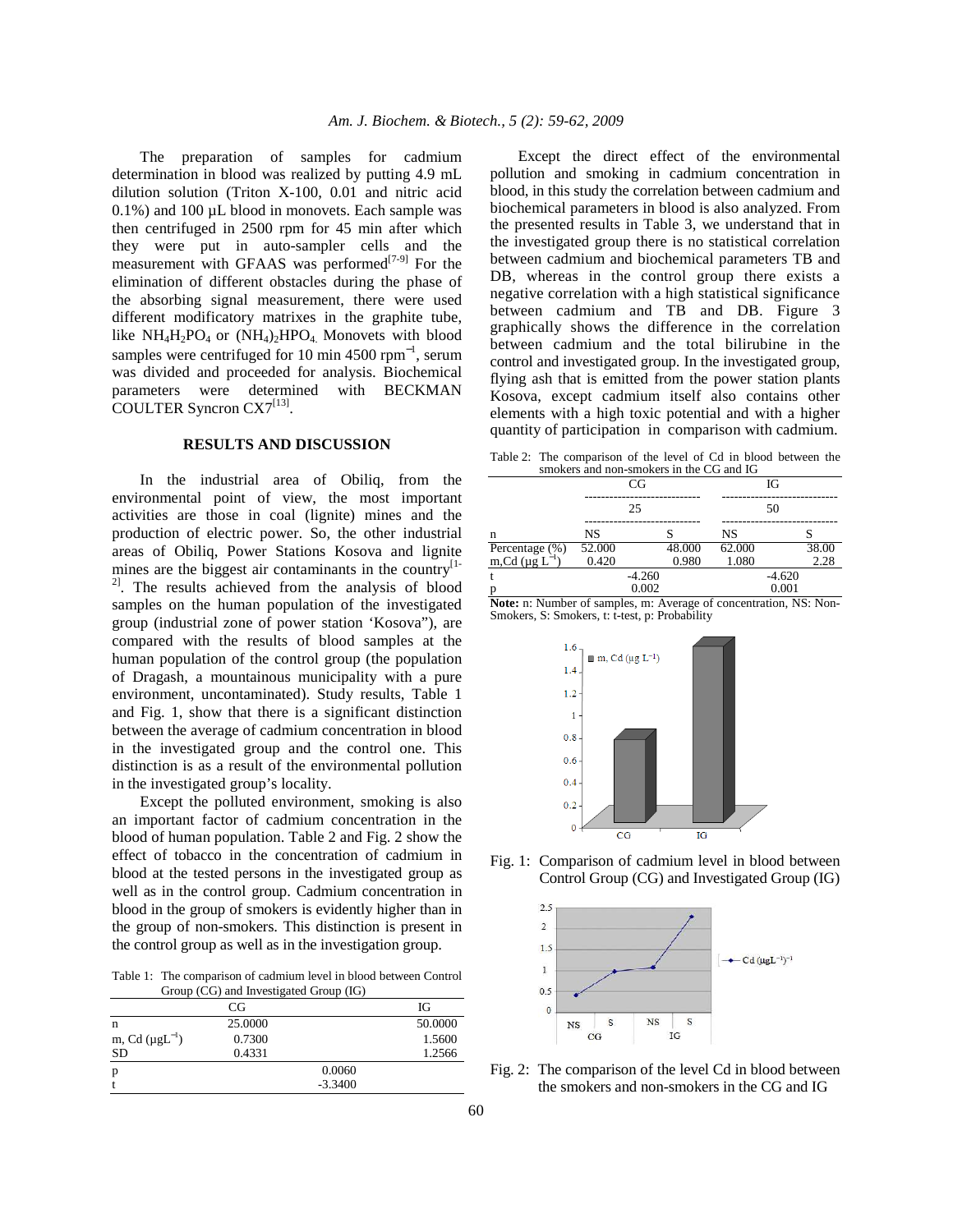The preparation of samples for cadmium determination in blood was realized by putting 4.9 mL dilution solution (Triton X-100, 0.01 and nitric acid 0.1%) and 100 µL blood in monovets. Each sample was then centrifuged in 2500 rpm for 45 min after which they were put in auto-sampler cells and the measurement with GFAAS was performed[7-9] For the elimination of different obstacles during the phase of the absorbing signal measurement, there were used different modificatory matrixes in the graphite tube, like $NH_4H_2PO_4$ or $(NH_4)_2HPO_4$. Monovets with blood samples were centrifuged for 10 min 4500 $rpm^{-1}$, serum was divided and proceeded for analysis. Biochemical parameters were determined with BECKMAN COULTER Syncron CX7[13].

## RESULTS AND DISCUSSION

In the industrial area of Obiliq, from the environmental point of view, the most important activities are those in coal (lignite) mines and the production of electric power. So, the other industrial areas of Obiliq, Power Stations Kosova and lignite mines are the biggest air contaminants in the country[1-2]. The results achieved from the analysis of blood samples on the human population of the investigated group (industrial zone of power station 'Kosova"), are compared with the results of blood samples at the human population of the control group (the population of Dragash, a mountainous municipality with a pure environment, uncontaminated). Study results, Table 1 and Fig. 1, show that there is a significant distinction between the average of cadmium concentration in blood in the investigated group and the control one. This distinction is as a result of the environmental pollution in the investigated group's locality.

Except the polluted environment, smoking is also an important factor of cadmium concentration in the blood of human population. Table 2 and Fig. 2 show the effect of tobacco in the concentration of cadmium in blood at the tested persons in the investigated group as well as in the control group. Cadmium concentration in blood in the group of smokers is evidently higher than in the group of non-smokers. This distinction is present in the control group as well as in the investigation group.

Table 1: The comparison of cadmium level in blood between Control Group (CG) and Investigated Group (IG)

| | CG | IG |
|---|---|---|
| n | 25.0000 | 50.0000 |
| m, Cd ($\mu gL^{-1}$) | 0.7300 | 1.5600 |
| SD | 0.4331 | 1.2566 |
| p | 0.0060 | |
| t | -3.3400 | |

Except the direct effect of the environmental pollution and smoking in cadmium concentration in blood, in this study the correlation between cadmium and biochemical parameters in blood is also analyzed. From the presented results in Table 3, we understand that in the investigated group there is no statistical correlation between cadmium and biochemical parameters TB and DB, whereas in the control group there exists a negative correlation with a high statistical significance between cadmium and TB and DB. Figure 3 graphically shows the difference in the correlation between cadmium and the total bilirubine in the control and investigated group. In the investigated group, flying ash that is emitted from the power station plants Kosova, except cadmium itself also contains other elements with a high toxic potential and with a higher quantity of participation in comparison with cadmium.

Table 2: The comparison of the level of Cd in blood between the smokers and non-smokers in the CG and IG

| | CG | | IG | |
|---|---|---|---|---|
| | 25 | | 50 | |
| n | NS | S | NS | S |
| Percentage (%) | 52.000 | 48.000 | 62.000 | 38.00 |
| m,Cd ($\mu g\ L^{-1}$) | 0.420 | 0.980 | 1.080 | 2.28 |
| t | -4.260 | | -4.620 | |
| p | 0.002 | | 0.001 | |

**Note:** n: Number of samples, m: Average of concentration, NS: Non-Smokers, S: Smokers, t: t-test, p: Probability

Fig. 1: Comparison of cadmium level in blood between Control Group (CG) and Investigated Group (IG)

Fig. 2: The comparison of the level Cd in blood between the smokers and non-smokers in the CG and IG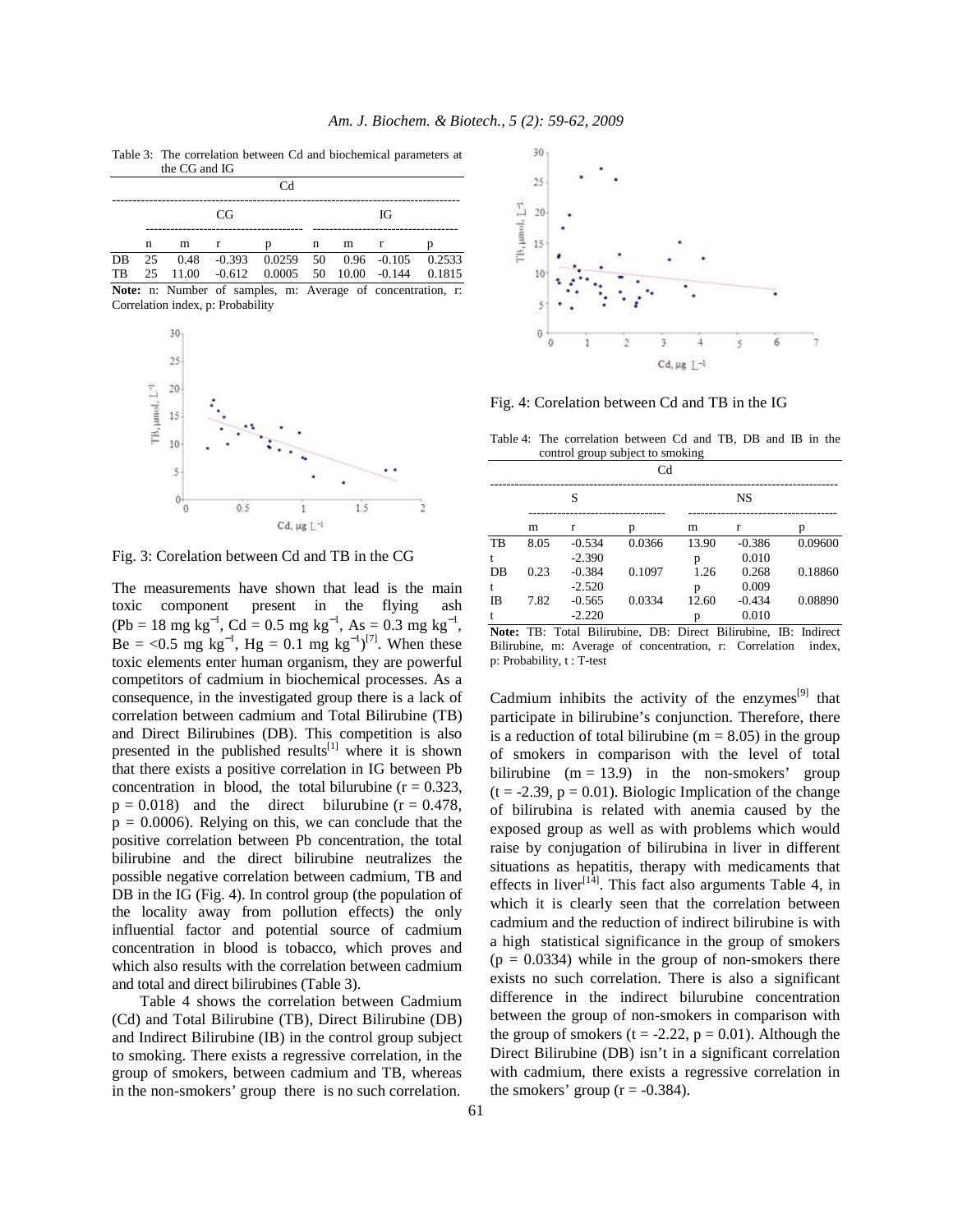Table 3: The correlation between Cd and biochemical parameters at the CG and IG

| | Cd | | | | | | | |
|---|---|---|---|---|---|---|---|---|
| | CG | | | | IG | | | |
| | n | m | r | p | n | m | r | p |
| DB | 25 | 0.48 | -0.393 | 0.0259 | 50 | 0.96 | -0.105 | 0.2533 |
| TB | 25 | 11.00 | -0.612 | 0.0005 | 50 | 10.00 | -0.144 | 0.1815 |

**Note:** n: Number of samples, m: Average of concentration, r: Correlation index, p: Probability

Fig. 3: Corelation between Cd and TB in the CG

The measurements have shown that lead is the main toxic component present in the flying ash (Pb = 18 mg $kg^{-1}$, Cd = 0.5 mg $kg^{-1}$, As = 0.3 mg $kg^{-1}$, Be = <0.5 mg $kg^{-1}$, Hg = 0.1 mg $kg^{-1}$)[7]. When these toxic elements enter human organism, they are powerful competitors of cadmium in biochemical processes. As a consequence, in the investigated group there is a lack of correlation between cadmium and Total Bilirubine (TB) and Direct Bilirubines (DB). This competition is also presented in the published results[1] where it is shown that there exists a positive correlation in IG between Pb concentration in blood, the total bilurubine (r = 0.323, p = 0.018) and the direct bilurubine (r = 0.478, p = 0.0006). Relying on this, we can conclude that the positive correlation between Pb concentration, the total bilirubine and the direct bilirubine neutralizes the possible negative correlation between cadmium, TB and DB in the IG (Fig. 4). In control group (the population of the locality away from pollution effects) the only influential factor and potential source of cadmium concentration in blood is tobacco, which proves and which also results with the correlation between cadmium and total and direct bilirubines (Table 3).

Table 4 shows the correlation between Cadmium (Cd) and Total Bilirubine (TB), Direct Bilirubine (DB) and Indirect Bilirubine (IB) in the control group subject to smoking. There exists a regressive correlation, in the group of smokers, between cadmium and TB, whereas in the non-smokers' group there is no such correlation.

Fig. 4: Corelation between Cd and TB in the IG

Table 4: The correlation between Cd and TB, DB and IB in the control group subject to smoking

| | Cd | | | | | |
|---|---|---|---|---|---|---|
| | S | | | NS | | |
| | m | r | p | m | r | p |
| TB | 8.05 | -0.534 | 0.0366 | 13.90 | -0.386 | 0.09600 |
| t | | -2.390 | | p | 0.010 | |
| DB | 0.23 | -0.384 | 0.1097 | 1.26 | 0.268 | 0.18860 |
| t | | -2.520 | | p | 0.009 | |
| IB | 7.82 | -0.565 | 0.0334 | 12.60 | -0.434 | 0.08890 |
| t | | -2.220 | | p | 0.010 | |

**Note:** TB: Total Bilirubine, DB: Direct Bilirubine, IB: Indirect Bilirubine, m: Average of concentration, r: Correlation index, p: Probability, t : T-test

Cadmium inhibits the activity of the enzymes[9] that participate in bilirubine's conjunction. Therefore, there is a reduction of total bilirubine (m = 8.05) in the group of smokers in comparison with the level of total bilirubine (m = 13.9) in the non-smokers' group (t = -2.39, p = 0.01). Biologic Implication of the change of bilirubina is related with anemia caused by the exposed group as well as with problems which would raise by conjugation of bilirubina in liver in different situations as hepatitis, therapy with medicaments that effects in liver[14]. This fact also arguments Table 4, in which it is clearly seen that the correlation between cadmium and the reduction of indirect bilirubine is with a high statistical significance in the group of smokers (p = 0.0334) while in the group of non-smokers there exists no such correlation. There is also a significant difference in the indirect bilurubine concentration between the group of non-smokers in comparison with the group of smokers (t = -2.22, p = 0.01). Although the Direct Bilirubine (DB) isn't in a significant correlation with cadmium, there exists a regressive correlation in the smokers' group (r = -0.384).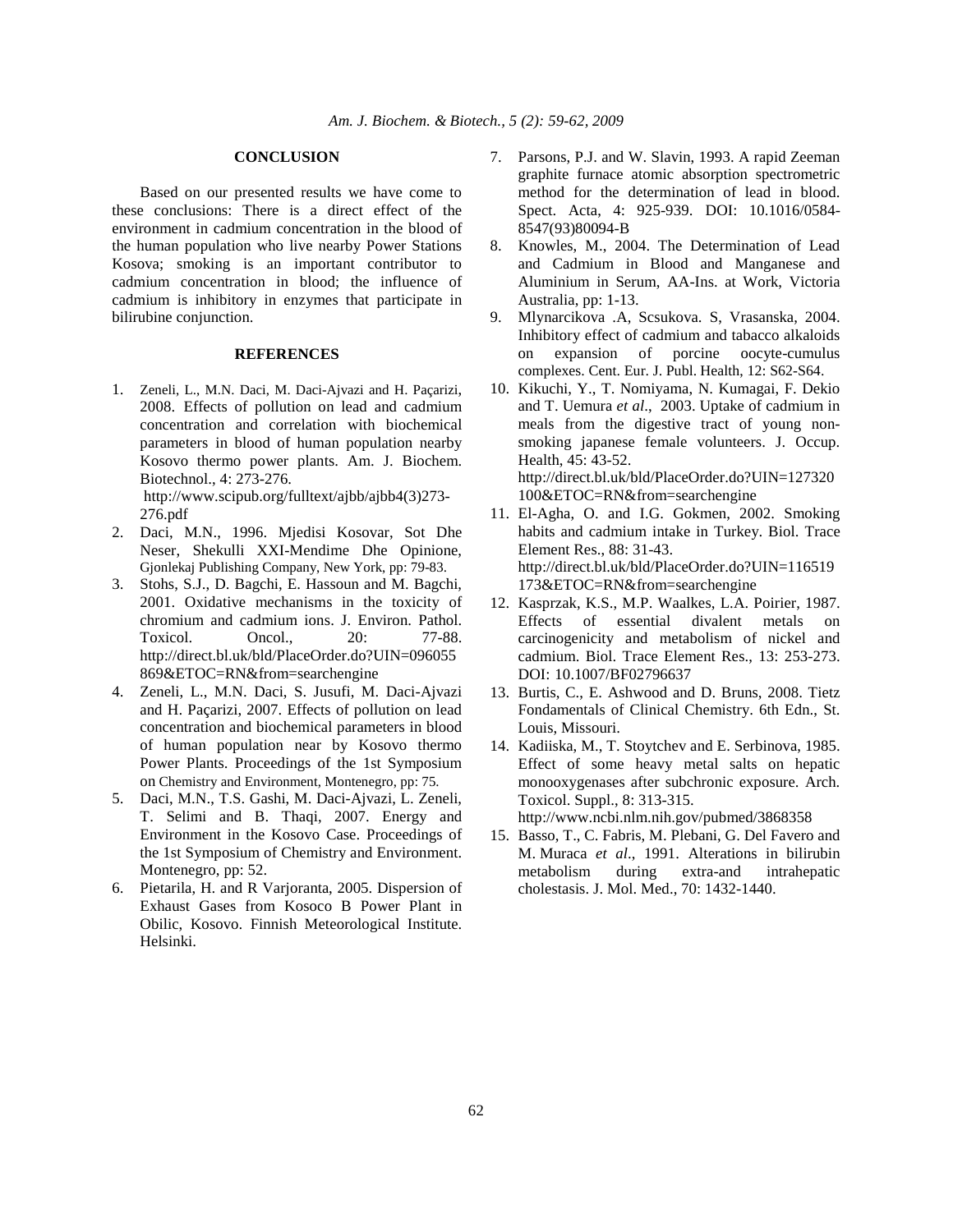## CONCLUSION

Based on our presented results we have come to these conclusions: There is a direct effect of the environment in cadmium concentration in the blood of the human population who live nearby Power Stations Kosova; smoking is an important contributor to cadmium concentration in blood; the influence of cadmium is inhibitory in enzymes that participate in bilirubine conjunction.

## REFERENCES

1. Zeneli, L., M.N. Daci, M. Daci-Ajvazi and H. Paçarizi, 2008. Effects of pollution on lead and cadmium concentration and correlation with biochemical parameters in blood of human population nearby Kosovo thermo power plants. Am. J. Biochem. Biotechnol., 4: 273-276. http://www.scipub.org/fulltext/ajbb/ajbb4(3)273-276.pdf
2. Daci, M.N., 1996. Mjedisi Kosovar, Sot Dhe Neser, Shekulli XXI-Mendime Dhe Opinione, Gjonlekaj Publishing Company, New York, pp: 79-83.
3. Stohs, S.J., D. Bagchi, E. Hassoun and M. Bagchi, 2001. Oxidative mechanisms in the toxicity of chromium and cadmium ions. J. Environ. Pathol. Toxicol. Oncol., 20: 77-88. http://direct.bl.uk/bld/PlaceOrder.do?UIN=096055869&ETOC=RN&from=searchengine
4. Zeneli, L., M.N. Daci, S. Jusufi, M. Daci-Ajvazi and H. Paçarizi, 2007. Effects of pollution on lead concentration and biochemical parameters in blood of human population near by Kosovo thermo Power Plants. Proceedings of the 1st Symposium on Chemistry and Environment, Montenegro, pp: 75.
5. Daci, M.N., T.S. Gashi, M. Daci-Ajvazi, L. Zeneli, T. Selimi and B. Thaqi, 2007. Energy and Environment in the Kosovo Case. Proceedings of the 1st Symposium of Chemistry and Environment. Montenegro, pp: 52.
6. Pietarila, H. and R Varjoranta, 2005. Dispersion of Exhaust Gases from Kosoco B Power Plant in Obilic, Kosovo. Finnish Meteorological Institute. Helsinki.
7. Parsons, P.J. and W. Slavin, 1993. A rapid Zeeman graphite furnace atomic absorption spectrometric method for the determination of lead in blood. Spect. Acta, 4: 925-939. DOI: 10.1016/0584-8547(93)80094-B
8. Knowles, M., 2004. The Determination of Lead and Cadmium in Blood and Manganese and Aluminium in Serum, AA-Ins. at Work, Victoria Australia, pp: 1-13.
9. Mlynarcikova .A, Scsukova. S, Vrasanska, 2004. Inhibitory effect of cadmium and tabacco alkaloids on expansion of porcine oocyte-cumulus complexes. Cent. Eur. J. Publ. Health, 12: S62-S64.
10. Kikuchi, Y., T. Nomiyama, N. Kumagai, F. Dekio and T. Uemura *et al*., 2003. Uptake of cadmium in meals from the digestive tract of young non-smoking japanese female volunteers. J. Occup. Health, 45: 43-52. http://direct.bl.uk/bld/PlaceOrder.do?UIN=127320100&ETOC=RN&from=searchengine
11. El-Agha, O. and I.G. Gokmen, 2002. Smoking habits and cadmium intake in Turkey. Biol. Trace Element Res., 88: 31-43. http://direct.bl.uk/bld/PlaceOrder.do?UIN=116519173&ETOC=RN&from=searchengine
12. Kasprzak, K.S., M.P. Waalkes, L.A. Poirier, 1987. Effects of essential divalent metals on carcinogenicity and metabolism of nickel and cadmium. Biol. Trace Element Res., 13: 253-273. DOI: 10.1007/BF02796637
13. Burtis, C., E. Ashwood and D. Bruns, 2008. Tietz Fondamentals of Clinical Chemistry. 6th Edn., St. Louis, Missouri.
14. Kadiiska, M., T. Stoytchev and E. Serbinova, 1985. Effect of some heavy metal salts on hepatic monooxygenases after subchronic exposure. Arch. Toxicol. Suppl., 8: 313-315. http://www.ncbi.nlm.nih.gov/pubmed/3868358
15. Basso, T., C. Fabris, M. Plebani, G. Del Favero and M. Muraca *et al*., 1991. Alterations in bilirubin metabolism during extra-and intrahepatic cholestasis. J. Mol. Med., 70: 1432-1440.